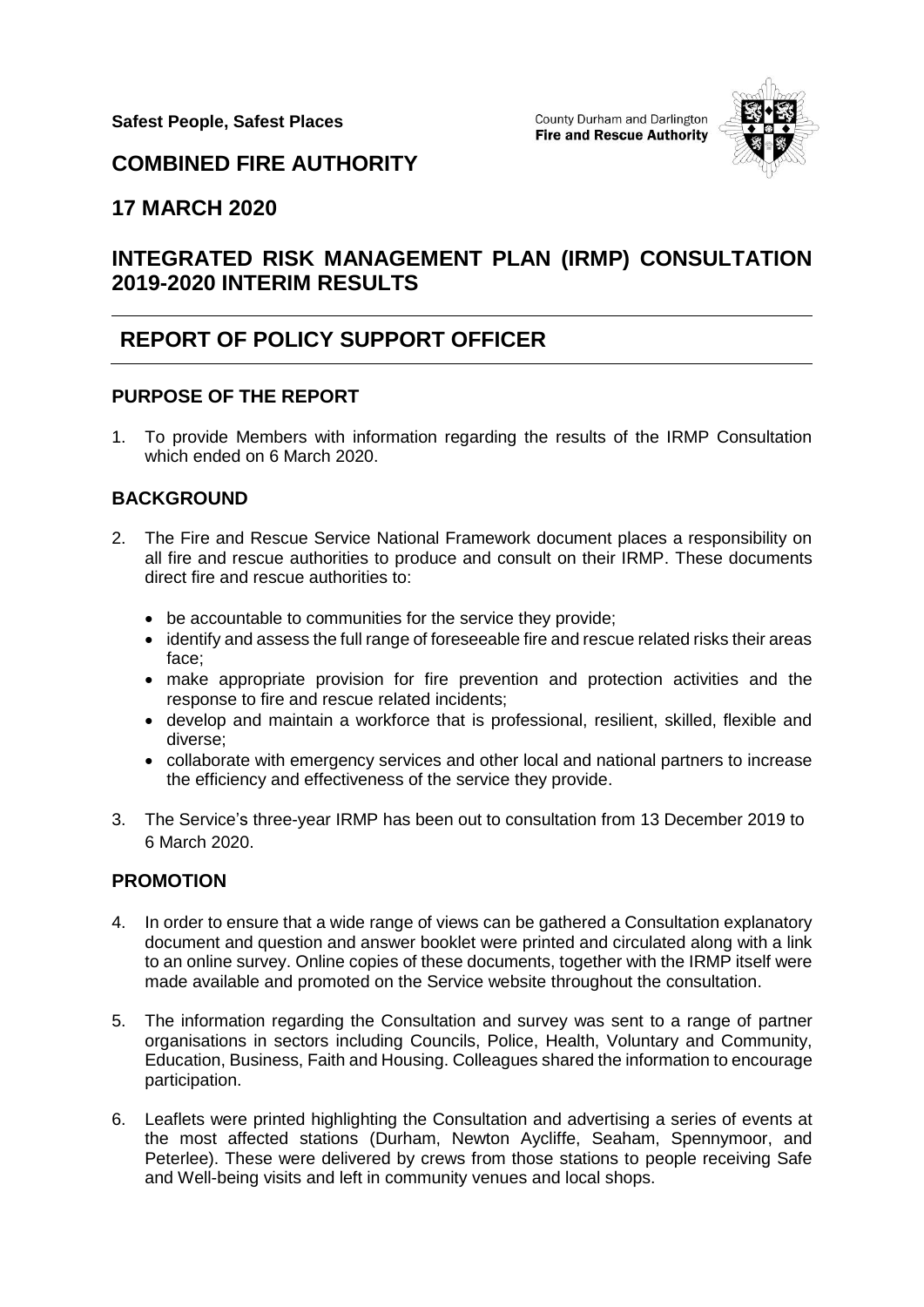**Safest People, Safest Places**

County Durham and Darlington
**Fire and Rescue Authority**

# COMBINED FIRE AUTHORITY

# 17 MARCH 2020

# INTEGRATED RISK MANAGEMENT PLAN (IRMP) CONSULTATION 2019-2020 INTERIM RESULTS

# REPORT OF POLICY SUPPORT OFFICER

## PURPOSE OF THE REPORT

1. To provide Members with information regarding the results of the IRMP Consultation which ended on 6 March 2020.

## BACKGROUND

2. The Fire and Rescue Service National Framework document places a responsibility on all fire and rescue authorities to produce and consult on their IRMP. These documents direct fire and rescue authorities to:

   - be accountable to communities for the service they provide;
   - identify and assess the full range of foreseeable fire and rescue related risks their areas face;
   - make appropriate provision for fire prevention and protection activities and the response to fire and rescue related incidents;
   - develop and maintain a workforce that is professional, resilient, skilled, flexible and diverse;
   - collaborate with emergency services and other local and national partners to increase the efficiency and effectiveness of the service they provide.

3. The Service's three-year IRMP has been out to consultation from 13 December 2019 to 6 March 2020.

## PROMOTION

4. In order to ensure that a wide range of views can be gathered a Consultation explanatory document and question and answer booklet were printed and circulated along with a link to an online survey. Online copies of these documents, together with the IRMP itself were made available and promoted on the Service website throughout the consultation.

5. The information regarding the Consultation and survey was sent to a range of partner organisations in sectors including Councils, Police, Health, Voluntary and Community, Education, Business, Faith and Housing. Colleagues shared the information to encourage participation.

6. Leaflets were printed highlighting the Consultation and advertising a series of events at the most affected stations (Durham, Newton Aycliffe, Seaham, Spennymoor, and Peterlee). These were delivered by crews from those stations to people receiving Safe and Well-being visits and left in community venues and local shops.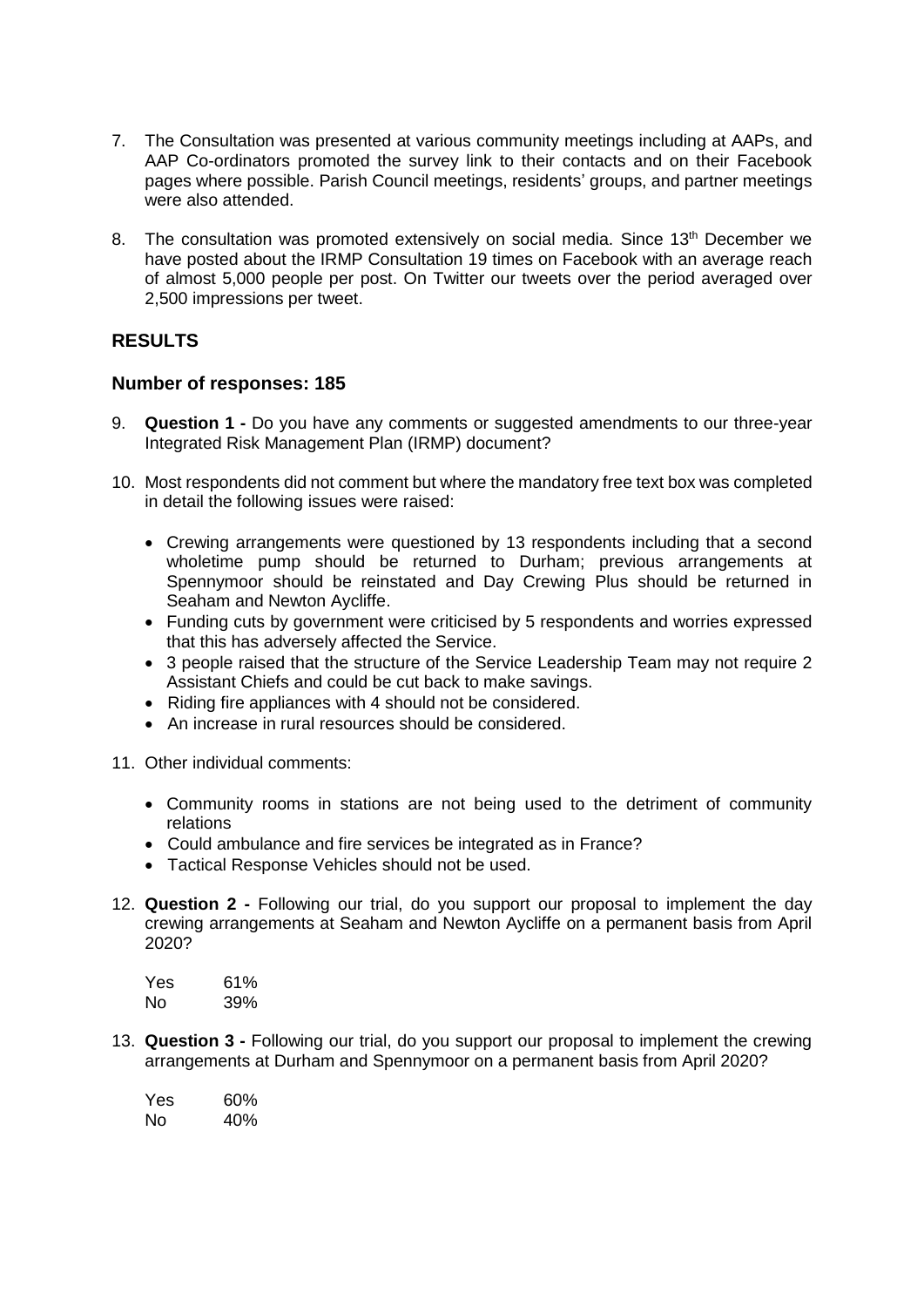7. The Consultation was presented at various community meetings including at AAPs, and AAP Co-ordinators promoted the survey link to their contacts and on their Facebook pages where possible. Parish Council meetings, residents' groups, and partner meetings were also attended.

8. The consultation was promoted extensively on social media. Since 13th December we have posted about the IRMP Consultation 19 times on Facebook with an average reach of almost 5,000 people per post. On Twitter our tweets over the period averaged over 2,500 impressions per tweet.

## RESULTS

### Number of responses: 185

9. **Question 1 -** Do you have any comments or suggested amendments to our three-year Integrated Risk Management Plan (IRMP) document?

10. Most respondents did not comment but where the mandatory free text box was completed in detail the following issues were raised:

    - Crewing arrangements were questioned by 13 respondents including that a second wholetime pump should be returned to Durham; previous arrangements at Spennymoor should be reinstated and Day Crewing Plus should be returned in Seaham and Newton Aycliffe.
    - Funding cuts by government were criticised by 5 respondents and worries expressed that this has adversely affected the Service.
    - 3 people raised that the structure of the Service Leadership Team may not require 2 Assistant Chiefs and could be cut back to make savings.
    - Riding fire appliances with 4 should not be considered.
    - An increase in rural resources should be considered.

11. Other individual comments:

    - Community rooms in stations are not being used to the detriment of community relations
    - Could ambulance and fire services be integrated as in France?
    - Tactical Response Vehicles should not be used.

12. **Question 2 -** Following our trial, do you support our proposal to implement the day crewing arrangements at Seaham and Newton Aycliffe on a permanent basis from April 2020?

    Yes 61%
    No 39%

13. **Question 3 -** Following our trial, do you support our proposal to implement the crewing arrangements at Durham and Spennymoor on a permanent basis from April 2020?

    Yes 60%
    No 40%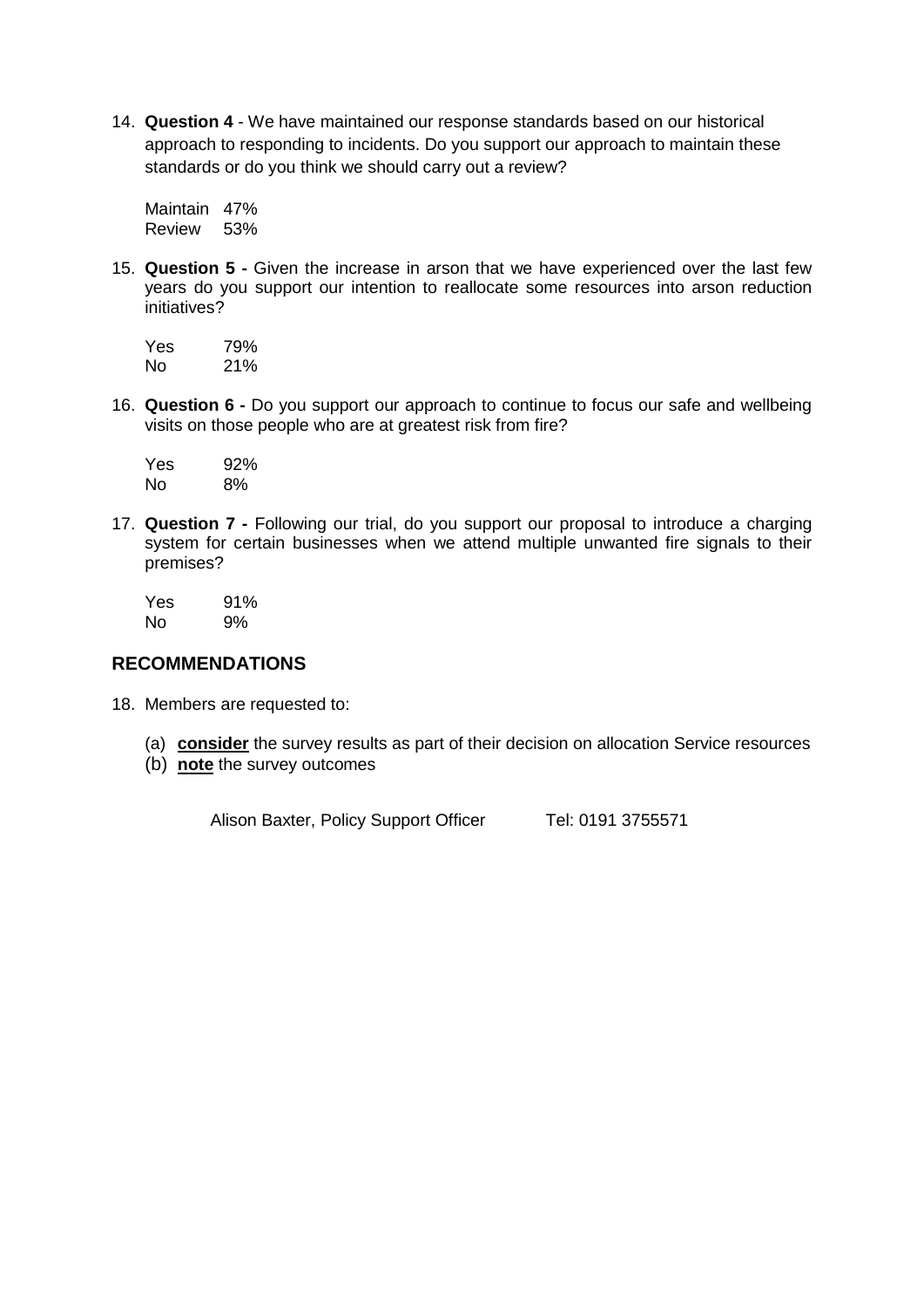14. **Question 4** - We have maintained our response standards based on our historical approach to responding to incidents. Do you support our approach to maintain these standards or do you think we should carry out a review?

| | |
|---|---|
| Maintain | 47% |
| Review | 53% |

15. **Question 5 -** Given the increase in arson that we have experienced over the last few years do you support our intention to reallocate some resources into arson reduction initiatives?

| | |
|---|---|
| Yes | 79% |
| No | 21% |

16. **Question 6 -** Do you support our approach to continue to focus our safe and wellbeing visits on those people who are at greatest risk from fire?

| | |
|---|---|
| Yes | 92% |
| No | 8% |

17. **Question 7 -** Following our trial, do you support our proposal to introduce a charging system for certain businesses when we attend multiple unwanted fire signals to their premises?

| | |
|---|---|
| Yes | 91% |
| No | 9% |

## RECOMMENDATIONS

18. Members are requested to:

(a) **consider** the survey results as part of their decision on allocation Service resources
(b) **note** the survey outcomes

Alison Baxter, Policy Support Officer Tel: 0191 3755571